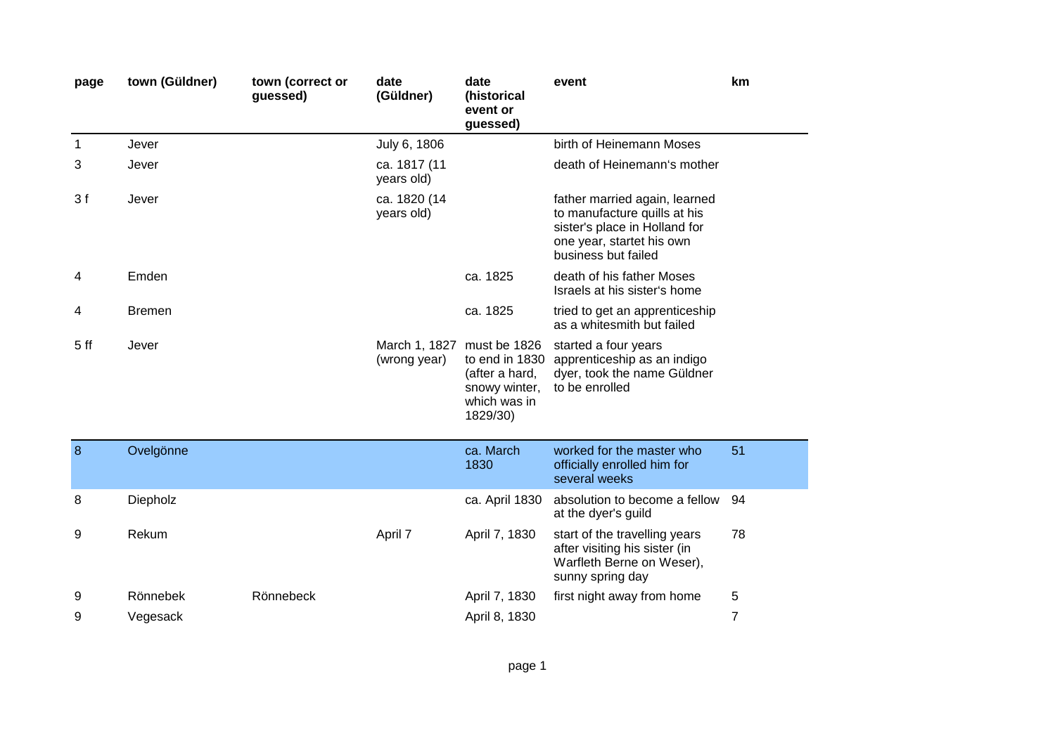| page | town (Güldner) | town (correct or guessed) | date (Güldner) | date (historical event or guessed) | event | km |
|---|---|---|---|---|---|---|
| 1 | Jever | | July 6, 1806 | | birth of Heinemann Moses | |
| 3 | Jever | | ca. 1817 (11 years old) | | death of Heinemann's mother | |
| 3 f | Jever | | ca. 1820 (14 years old) | | father married again, learned to manufacture quills at his sister's place in Holland for one year, startet his own business but failed | |
| 4 | Emden | | | ca. 1825 | death of his father Moses Israels at his sister's home | |
| 4 | Bremen | | | ca. 1825 | tried to get an apprenticeship as a whitesmith but failed | |
| 5 ff | Jever | | March 1, 1827 (wrong year) | must be 1826 to end in 1830 (after a hard, snowy winter, which was in 1829/30) | started a four years apprenticeship as an indigo dyer, took the name Güldner to be enrolled | |
| 8 | Ovelgönne | | | ca. March 1830 | worked for the master who officially enrolled him for several weeks | 51 |
| 8 | Diepholz | | | ca. April 1830 | absolution to become a fellow at the dyer's guild | 94 |
| 9 | Rekum | | April 7 | April 7, 1830 | start of the travelling years after visiting his sister (in Warfleth Berne on Weser), sunny spring day | 78 |
| 9 | Rönnebek | Rönnebeck | | April 7, 1830 | first night away from home | 5 |
| 9 | Vegesack | | | April 8, 1830 | | 7 |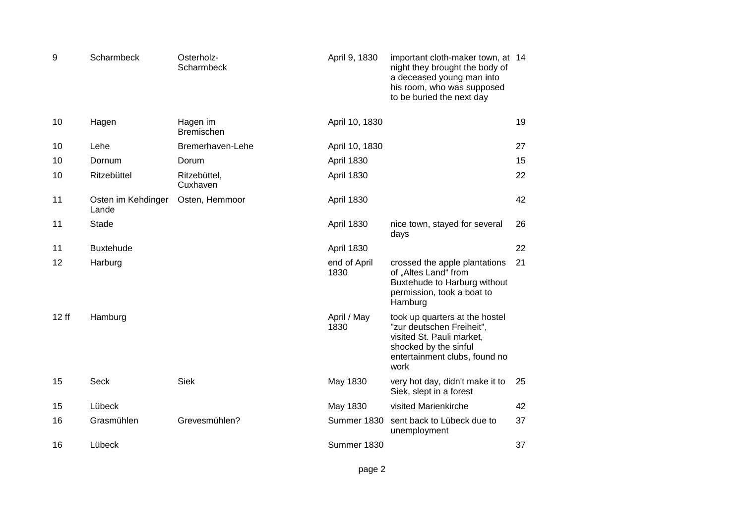| | | | | | |
|---|---|---|---|---|---|
| 9 | Scharmbeck | Osterholz-Scharmbeck | April 9, 1830 | important cloth-maker town, at night they brought the body of a deceased young man into his room, who was supposed to be buried the next day | 14 |
| 10 | Hagen | Hagen im Bremischen | April 10, 1830 | | 19 |
| 10 | Lehe | Bremerhaven-Lehe | April 10, 1830 | | 27 |
| 10 | Dornum | Dorum | April 1830 | | 15 |
| 10 | Ritzebüttel | Ritzebüttel, Cuxhaven | April 1830 | | 22 |
| 11 | Osten im Kehdinger Lande | Osten, Hemmoor | April 1830 | | 42 |
| 11 | Stade | | April 1830 | nice town, stayed for several days | 26 |
| 11 | Buxtehude | | April 1830 | | 22 |
| 12 | Harburg | | end of April 1830 | crossed the apple plantations of „Altes Land“ from Buxtehude to Harburg without permission, took a boat to Hamburg | 21 |
| 12 ff | Hamburg | | April / May 1830 | took up quarters at the hostel "zur deutschen Freiheit", visited St. Pauli market, shocked by the sinful entertainment clubs, found no work | |
| 15 | Seck | Siek | May 1830 | very hot day, didn't make it to Siek, slept in a forest | 25 |
| 15 | Lübeck | | May 1830 | visited Marienkirche | 42 |
| 16 | Grasmühlen | Grevesmühlen? | Summer 1830 | sent back to Lübeck due to unemployment | 37 |
| 16 | Lübeck | | Summer 1830 | | 37 |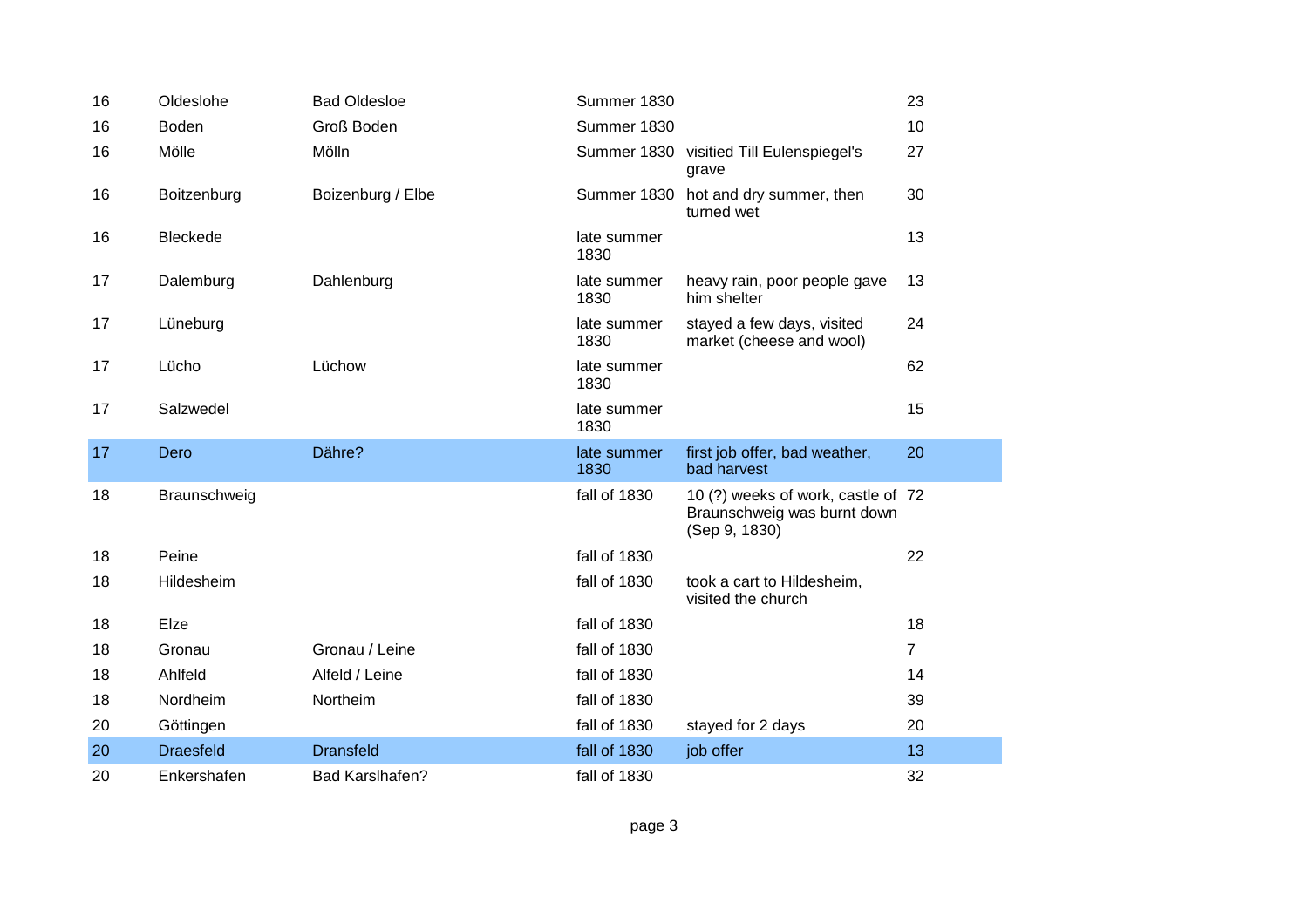| | | | | | |
|---|---|---|---|---|---|
| 16 | Oldeslohe | Bad Oldesloe | Summer 1830 | | 23 |
| 16 | Boden | Groß Boden | Summer 1830 | | 10 |
| 16 | Mölle | Mölln | Summer 1830 | visitied Till Eulenspiegel's grave | 27 |
| 16 | Boitzenburg | Boizenburg / Elbe | Summer 1830 | hot and dry summer, then turned wet | 30 |
| 16 | Bleckede | | late summer 1830 | | 13 |
| 17 | Dalemburg | Dahlenburg | late summer 1830 | heavy rain, poor people gave him shelter | 13 |
| 17 | Lüneburg | | late summer 1830 | stayed a few days, visited market (cheese and wool) | 24 |
| 17 | Lücho | Lüchow | late summer 1830 | | 62 |
| 17 | Salzwedel | | late summer 1830 | | 15 |
| 17 | Dero | Dähre? | late summer 1830 | first job offer, bad weather, bad harvest | 20 |
| 18 | Braunschweig | | fall of 1830 | 10 (?) weeks of work, castle of Braunschweig was burnt down (Sep 9, 1830) | 72 |
| 18 | Peine | | fall of 1830 | | 22 |
| 18 | Hildesheim | | fall of 1830 | took a cart to Hildesheim, visited the church | |
| 18 | Elze | | fall of 1830 | | 18 |
| 18 | Gronau | Gronau / Leine | fall of 1830 | | 7 |
| 18 | Ahlfeld | Alfeld / Leine | fall of 1830 | | 14 |
| 18 | Nordheim | Northeim | fall of 1830 | | 39 |
| 20 | Göttingen | | fall of 1830 | stayed for 2 days | 20 |
| 20 | Draesfeld | Dransfeld | fall of 1830 | job offer | 13 |
| 20 | Enkershafen | Bad Karlshafen? | fall of 1830 | | 32 |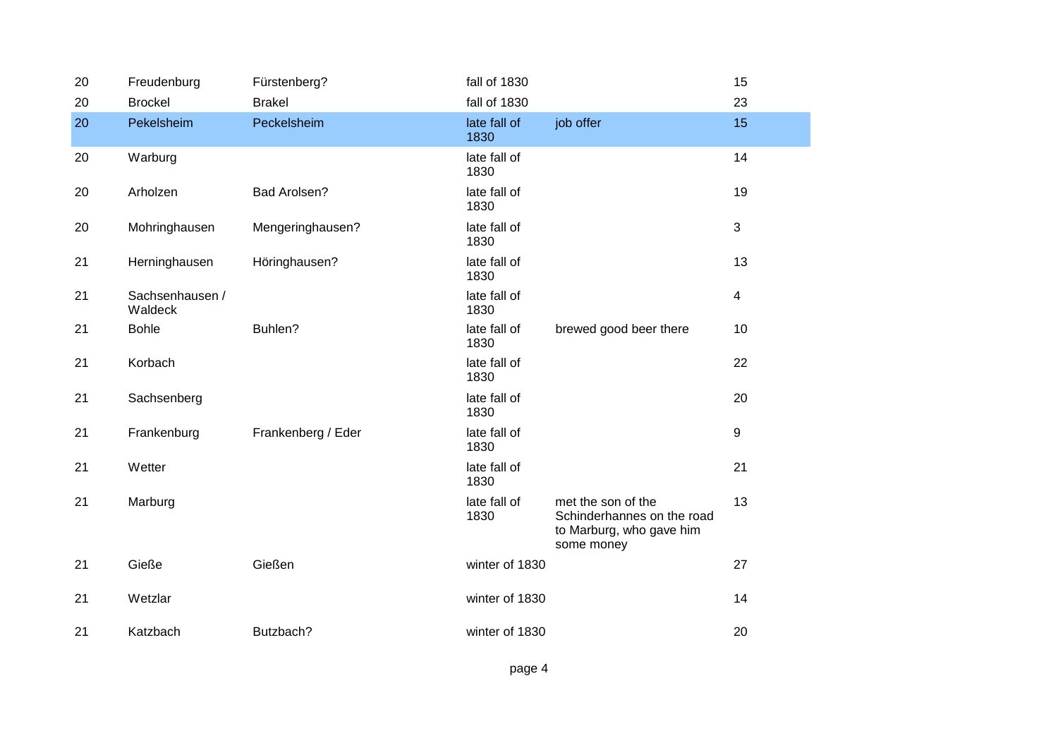| | | | | | |
|---|---|---|---|---|---|
| 20 | Freudenburg | Fürstenberg? | fall of 1830 | | 15 |
| 20 | Brockel | Brakel | fall of 1830 | | 23 |
| 20 | Pekelsheim | Peckelsheim | late fall of 1830 | job offer | 15 |
| 20 | Warburg | | late fall of 1830 | | 14 |
| 20 | Arholzen | Bad Arolsen? | late fall of 1830 | | 19 |
| 20 | Mohringhausen | Mengeringhausen? | late fall of 1830 | | 3 |
| 21 | Herninghausen | Höringhausen? | late fall of 1830 | | 13 |
| 21 | Sachsenhausen / Waldeck | | late fall of 1830 | | 4 |
| 21 | Bohle | Buhlen? | late fall of 1830 | brewed good beer there | 10 |
| 21 | Korbach | | late fall of 1830 | | 22 |
| 21 | Sachsenberg | | late fall of 1830 | | 20 |
| 21 | Frankenburg | Frankenberg / Eder | late fall of 1830 | | 9 |
| 21 | Wetter | | late fall of 1830 | | 21 |
| 21 | Marburg | | late fall of 1830 | met the son of the Schinderhannes on the road to Marburg, who gave him some money | 13 |
| 21 | Gieße | Gießen | winter of 1830 | | 27 |
| 21 | Wetzlar | | winter of 1830 | | 14 |
| 21 | Katzbach | Butzbach? | winter of 1830 | | 20 |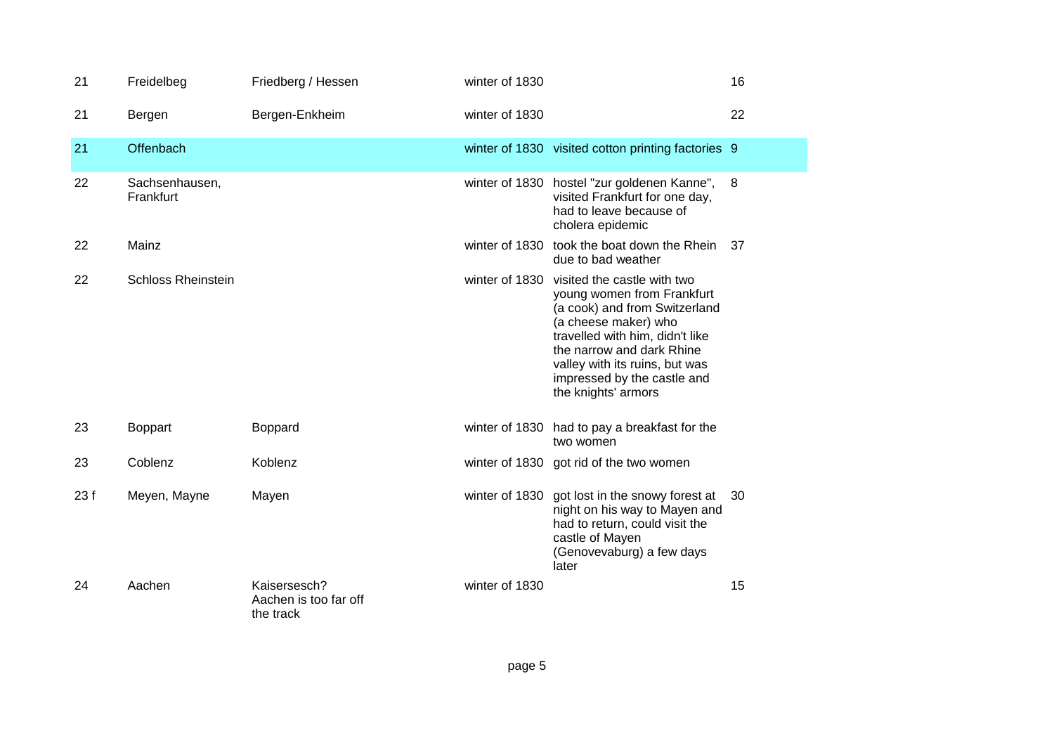| | | | | | |
|---|---|---|---|---|---|
| 21 | Freidelbeg | Friedberg / Hessen | winter of 1830 | | 16 |
| 21 | Bergen | Bergen-Enkheim | winter of 1830 | | 22 |
| 21 | Offenbach | | winter of 1830 | visited cotton printing factories | 9 |
| 22 | Sachsenhausen, Frankfurt | | winter of 1830 | hostel "zur goldenen Kanne", visited Frankfurt for one day, had to leave because of cholera epidemic | 8 |
| 22 | Mainz | | winter of 1830 | took the boat down the Rhein due to bad weather | 37 |
| 22 | Schloss Rheinstein | | winter of 1830 | visited the castle with two young women from Frankfurt (a cook) and from Switzerland (a cheese maker) who travelled with him, didn't like the narrow and dark Rhine valley with its ruins, but was impressed by the castle and the knights' armors | |
| 23 | Boppart | Boppard | winter of 1830 | had to pay a breakfast for the two women | |
| 23 | Coblenz | Koblenz | winter of 1830 | got rid of the two women | |
| 23 f | Meyen, Mayne | Mayen | winter of 1830 | got lost in the snowy forest at night on his way to Mayen and had to return, could visit the castle of Mayen (Genovevaburg) a few days later | 30 |
| 24 | Aachen | Kaisersesch? Aachen is too far off the track | winter of 1830 | | 15 |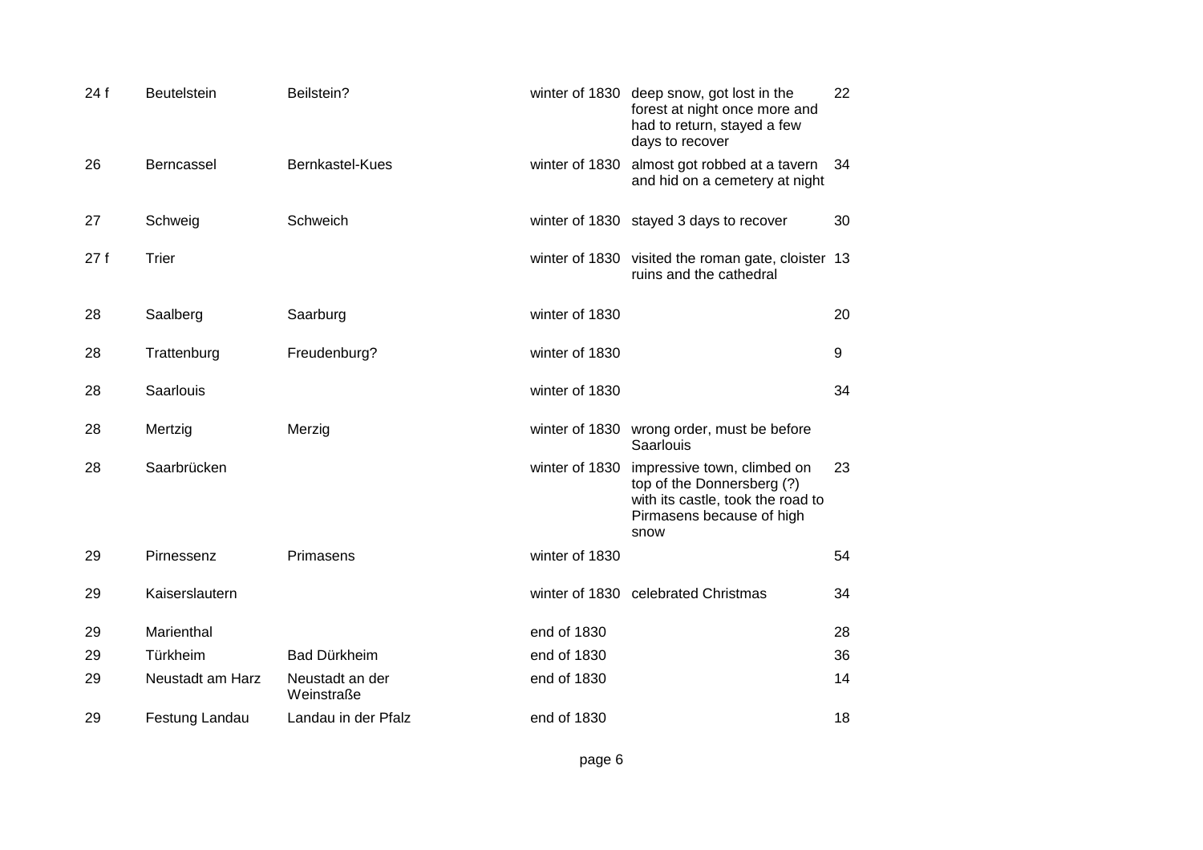| | | | | | |
|---|---|---|---|---|---|
| 24 f | Beutelstein | Beilstein? | winter of 1830 | deep snow, got lost in the forest at night once more and had to return, stayed a few days to recover | 22 |
| 26 | Berncassel | Bernkastel-Kues | winter of 1830 | almost got robbed at a tavern and hid on a cemetery at night | 34 |
| 27 | Schweig | Schweich | winter of 1830 | stayed 3 days to recover | 30 |
| 27 f | Trier | | winter of 1830 | visited the roman gate, cloister ruins and the cathedral | 13 |
| 28 | Saalberg | Saarburg | winter of 1830 | | 20 |
| 28 | Trattenburg | Freudenburg? | winter of 1830 | | 9 |
| 28 | Saarlouis | | winter of 1830 | | 34 |
| 28 | Mertzig | Merzig | winter of 1830 | wrong order, must be before Saarlouis | |
| 28 | Saarbrücken | | winter of 1830 | impressive town, climbed on top of the Donnersberg (?) with its castle, took the road to Pirmasens because of high snow | 23 |
| 29 | Pirnessenz | Primasens | winter of 1830 | | 54 |
| 29 | Kaiserslautern | | winter of 1830 | celebrated Christmas | 34 |
| 29 | Marienthal | | end of 1830 | | 28 |
| 29 | Türkheim | Bad Dürkheim | end of 1830 | | 36 |
| 29 | Neustadt am Harz | Neustadt an der Weinstraße | end of 1830 | | 14 |
| 29 | Festung Landau | Landau in der Pfalz | end of 1830 | | 18 |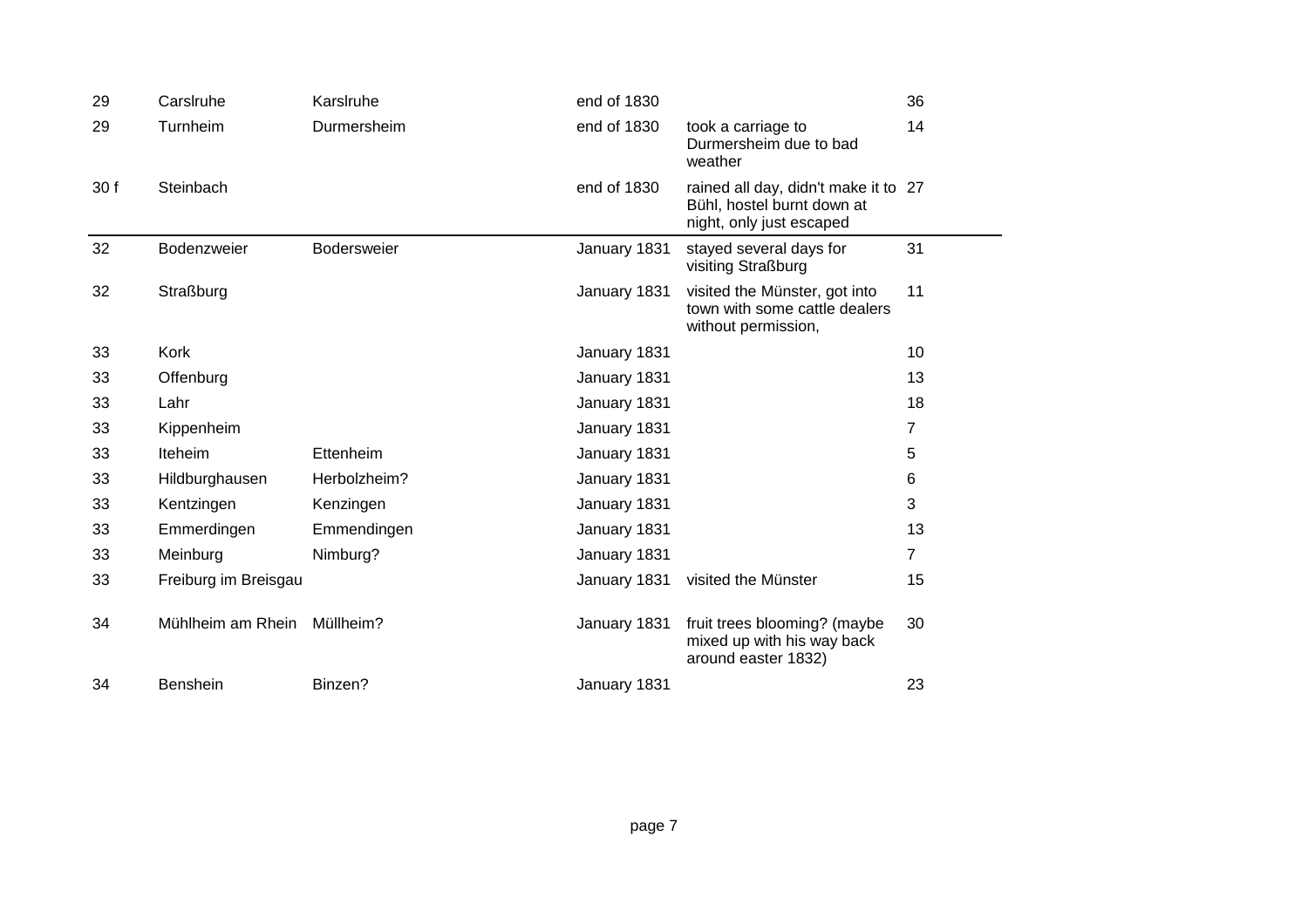| | | | | | |
|---|---|---|---|---|---|
| 29 | Carslruhe | Karslruhe | end of 1830 | | 36 |
| 29 | Turnheim | Durmersheim | end of 1830 | took a carriage to Durmersheim due to bad weather | 14 |
| 30 f | Steinbach | | end of 1830 | rained all day, didn't make it to Bühl, hostel burnt down at night, only just escaped | 27 |
| 32 | Bodenzweier | Bodersweier | January 1831 | stayed several days for visiting Straßburg | 31 |
| 32 | Straßburg | | January 1831 | visited the Münster, got into town with some cattle dealers without permission, | 11 |
| 33 | Kork | | January 1831 | | 10 |
| 33 | Offenburg | | January 1831 | | 13 |
| 33 | Lahr | | January 1831 | | 18 |
| 33 | Kippenheim | | January 1831 | | 7 |
| 33 | Iteheim | Ettenheim | January 1831 | | 5 |
| 33 | Hildburghausen | Herbolzheim? | January 1831 | | 6 |
| 33 | Kentzingen | Kenzingen | January 1831 | | 3 |
| 33 | Emmerdingen | Emmendingen | January 1831 | | 13 |
| 33 | Meinburg | Nimburg? | January 1831 | | 7 |
| 33 | Freiburg im Breisgau | | January 1831 | visited the Münster | 15 |
| 34 | Mühlheim am Rhein | Müllheim? | January 1831 | fruit trees blooming? (maybe mixed up with his way back around easter 1832) | 30 |
| 34 | Benshein | Binzen? | January 1831 | | 23 |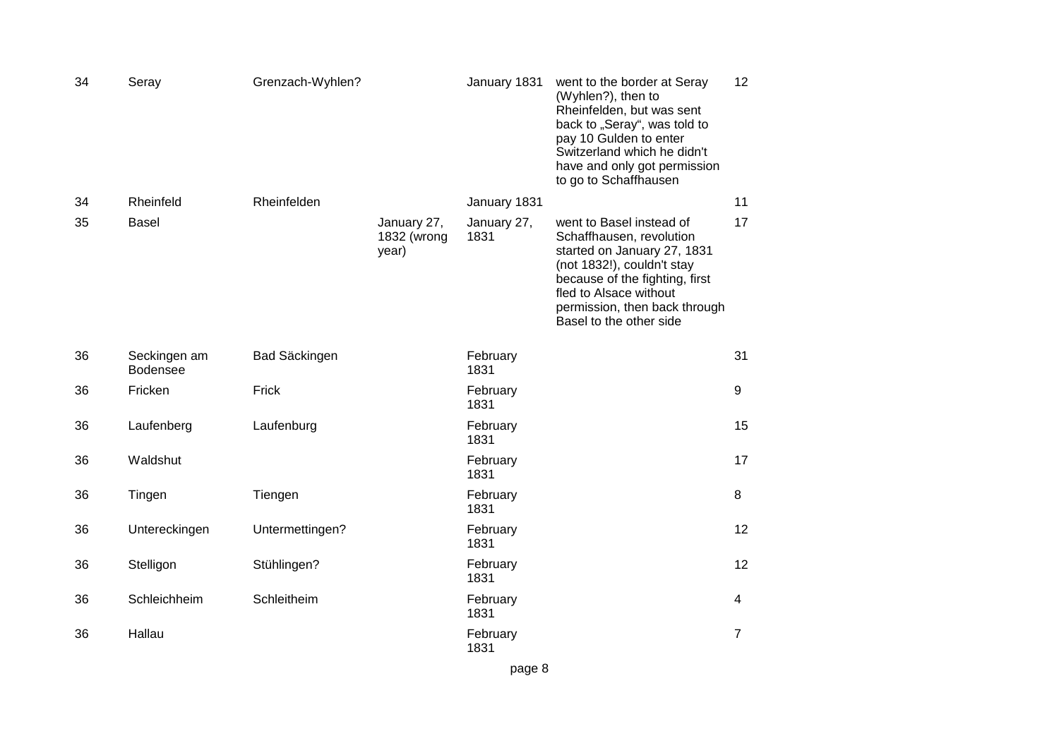| | | | | | | |
|---|---|---|---|---|---|---|
| 34 | Seray | Grenzach-Wyhlen? | | January 1831 | went to the border at Seray (Wyhlen?), then to Rheinfelden, but was sent back to „Seray“, was told to pay 10 Gulden to enter Switzerland which he didn't have and only got permission to go to Schaffhausen | 12 |
| 34 | Rheinfeld | Rheinfelden | | January 1831 | | 11 |
| 35 | Basel | | January 27, 1832 (wrong year) | January 27, 1831 | went to Basel instead of Schaffhausen, revolution started on January 27, 1831 (not 1832!), couldn't stay because of the fighting, first fled to Alsace without permission, then back through Basel to the other side | 17 |
| 36 | Seckingen am Bodensee | Bad Säckingen | | February 1831 | | 31 |
| 36 | Fricken | Frick | | February 1831 | | 9 |
| 36 | Laufenberg | Laufenburg | | February 1831 | | 15 |
| 36 | Waldshut | | | February 1831 | | 17 |
| 36 | Tingen | Tiengen | | February 1831 | | 8 |
| 36 | Untereckingen | Untermettingen? | | February 1831 | | 12 |
| 36 | Stelligon | Stühlingen? | | February 1831 | | 12 |
| 36 | Schleichheim | Schleitheim | | February 1831 | | 4 |
| 36 | Hallau | | | February 1831 | | 7 |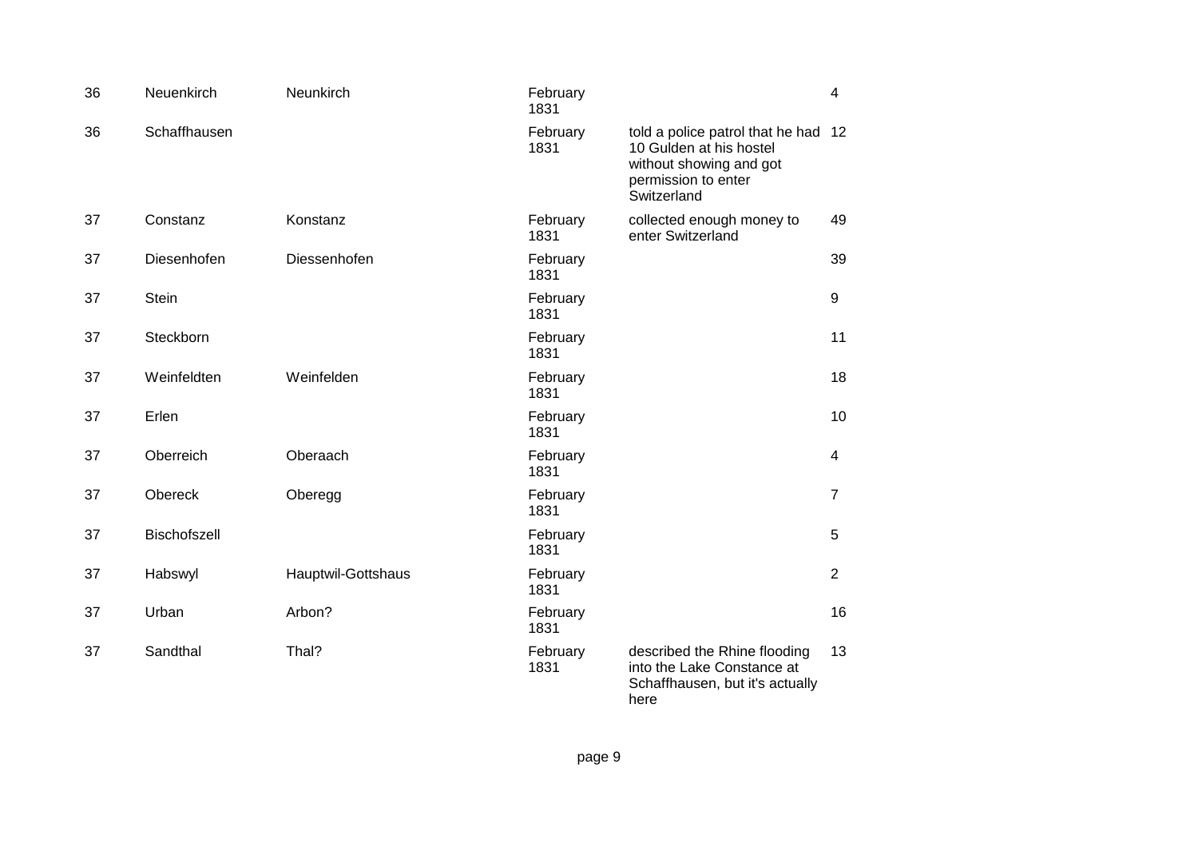| | | | | | |
|---|---|---|---|---|---|
| 36 | Neuenkirch | Neunkirch | February 1831 | | 4 |
| 36 | Schaffhausen | | February 1831 | told a police patrol that he had 10 Gulden at his hostel without showing and got permission to enter Switzerland | 12 |
| 37 | Constanz | Konstanz | February 1831 | collected enough money to enter Switzerland | 49 |
| 37 | Diesenhofen | Diessenhofen | February 1831 | | 39 |
| 37 | Stein | | February 1831 | | 9 |
| 37 | Steckborn | | February 1831 | | 11 |
| 37 | Weinfeldten | Weinfelden | February 1831 | | 18 |
| 37 | Erlen | | February 1831 | | 10 |
| 37 | Oberreich | Oberaach | February 1831 | | 4 |
| 37 | Obereck | Oberegg | February 1831 | | 7 |
| 37 | Bischofszell | | February 1831 | | 5 |
| 37 | Habswyl | Hauptwil-Gottshaus | February 1831 | | 2 |
| 37 | Urban | Arbon? | February 1831 | | 16 |
| 37 | Sandthal | Thal? | February 1831 | described the Rhine flooding into the Lake Constance at Schaffhausen, but it's actually here | 13 |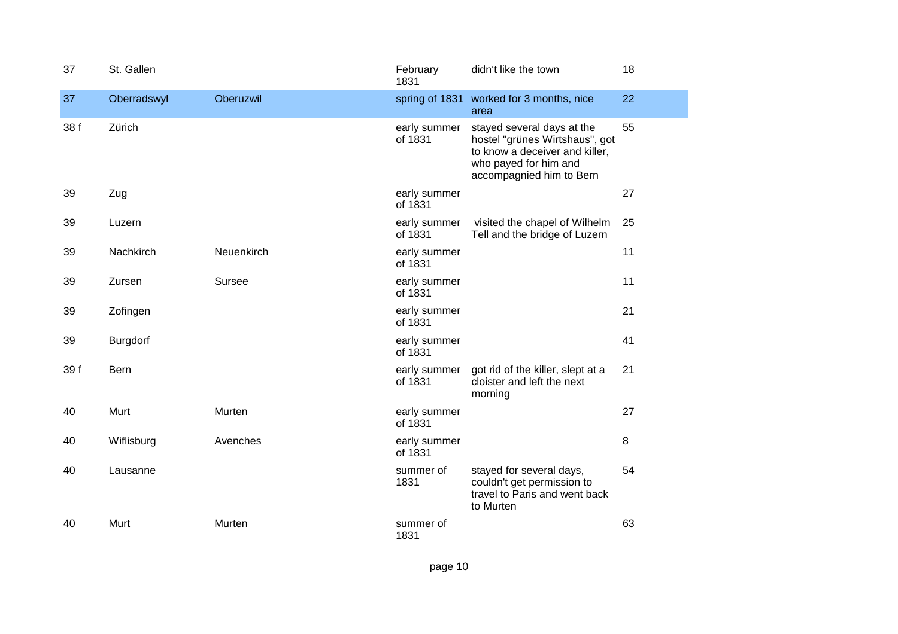| | | | | | |
|---|---|---|---|---|---|
| 37 | St. Gallen | | February 1831 | didn't like the town | 18 |
| 37 | Oberradswyl | Oberuzwil | spring of 1831 | worked for 3 months, nice area | 22 |
| 38 f | Zürich | | early summer of 1831 | stayed several days at the hostel "grünes Wirtshaus", got to know a deceiver and killer, who payed for him and accompagnied him to Bern | 55 |
| 39 | Zug | | early summer of 1831 | | 27 |
| 39 | Luzern | | early summer of 1831 | visited the chapel of Wilhelm Tell and the bridge of Luzern | 25 |
| 39 | Nachkirch | Neuenkirch | early summer of 1831 | | 11 |
| 39 | Zursen | Sursee | early summer of 1831 | | 11 |
| 39 | Zofingen | | early summer of 1831 | | 21 |
| 39 | Burgdorf | | early summer of 1831 | | 41 |
| 39 f | Bern | | early summer of 1831 | got rid of the killer, slept at a cloister and left the next morning | 21 |
| 40 | Murt | Murten | early summer of 1831 | | 27 |
| 40 | Wiflisburg | Avenches | early summer of 1831 | | 8 |
| 40 | Lausanne | | summer of 1831 | stayed for several days, couldn't get permission to travel to Paris and went back to Murten | 54 |
| 40 | Murt | Murten | summer of 1831 | | 63 |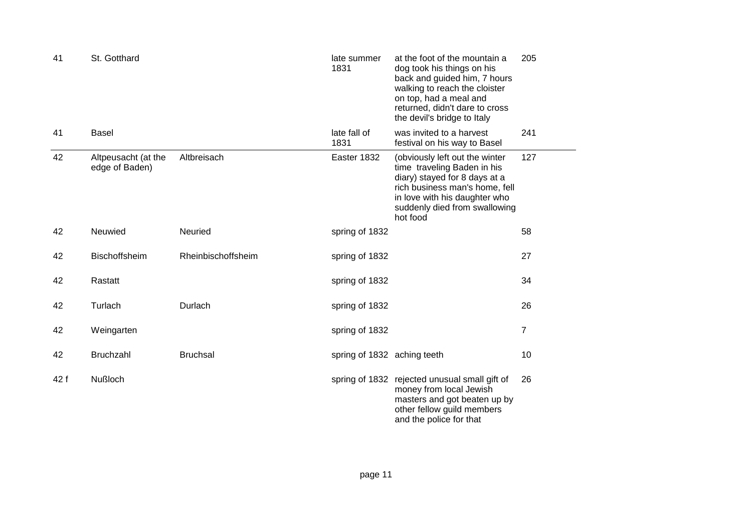| | | | | | |
|---|---|---|---|---|---|
| 41 | St. Gotthard | | late summer 1831 | at the foot of the mountain a dog took his things on his back and guided him, 7 hours walking to reach the cloister on top, had a meal and returned, didn't dare to cross the devil's bridge to Italy | 205 |
| 41 | Basel | | late fall of 1831 | was invited to a harvest festival on his way to Basel | 241 |
| 42 | Altpeusacht (at the edge of Baden) | Altbreisach | Easter 1832 | (obviously left out the winter time traveling Baden in his diary) stayed for 8 days at a rich business man's home, fell in love with his daughter who suddenly died from swallowing hot food | 127 |
| 42 | Neuwied | Neuried | spring of 1832 | | 58 |
| 42 | Bischoffsheim | Rheinbischoffsheim | spring of 1832 | | 27 |
| 42 | Rastatt | | spring of 1832 | | 34 |
| 42 | Turlach | Durlach | spring of 1832 | | 26 |
| 42 | Weingarten | | spring of 1832 | | 7 |
| 42 | Bruchzahl | Bruchsal | spring of 1832 | aching teeth | 10 |
| 42 f | Nußloch | | spring of 1832 | rejected unusual small gift of money from local Jewish masters and got beaten up by other fellow guild members and the police for that | 26 |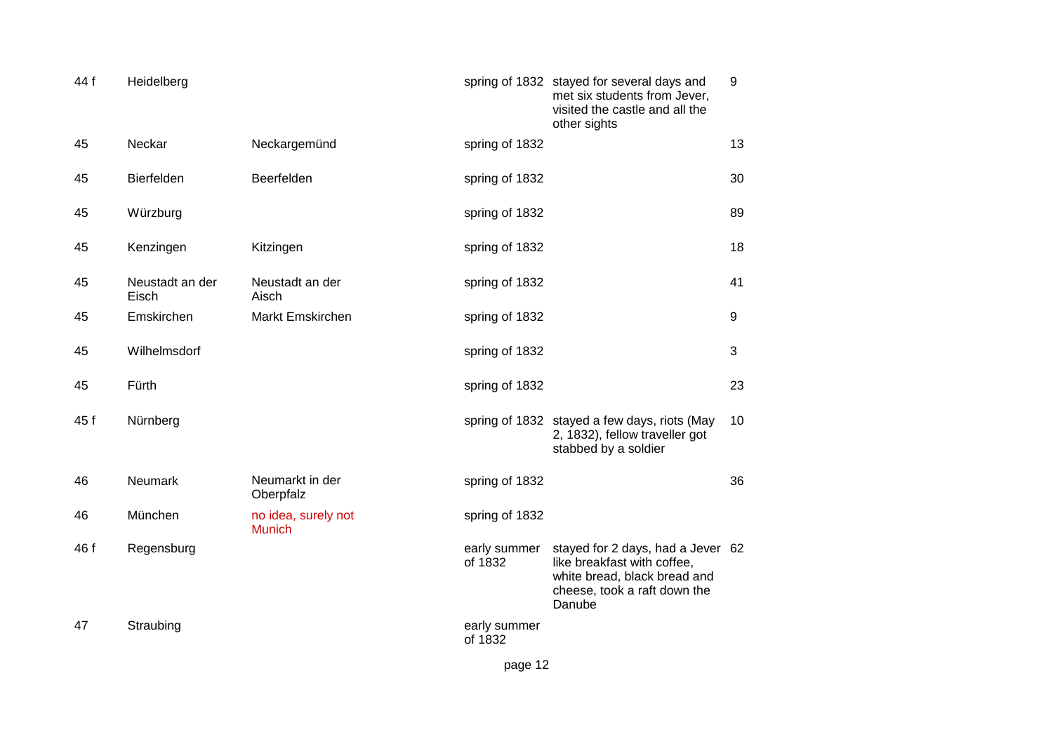| | | | | | |
|---|---|---|---|---|---|
| 44 f | Heidelberg | | spring of 1832 | stayed for several days and met six students from Jever, visited the castle and all the other sights | 9 |
| 45 | Neckar | Neckargemünd | spring of 1832 | | 13 |
| 45 | Bierfelden | Beerfelden | spring of 1832 | | 30 |
| 45 | Würzburg | | spring of 1832 | | 89 |
| 45 | Kenzingen | Kitzingen | spring of 1832 | | 18 |
| 45 | Neustadt an der Eisch | Neustadt an der Aisch | spring of 1832 | | 41 |
| 45 | Emskirchen | Markt Emskirchen | spring of 1832 | | 9 |
| 45 | Wilhelmsdorf | | spring of 1832 | | 3 |
| 45 | Fürth | | spring of 1832 | | 23 |
| 45 f | Nürnberg | | spring of 1832 | stayed a few days, riots (May 2, 1832), fellow traveller got stabbed by a soldier | 10 |
| 46 | Neumark | Neumarkt in der Oberpfalz | spring of 1832 | | 36 |
| 46 | München | no idea, surely not Munich | spring of 1832 | | |
| 46 f | Regensburg | | early summer of 1832 | stayed for 2 days, had a Jever like breakfast with coffee, white bread, black bread and cheese, took a raft down the Danube | 62 |
| 47 | Straubing | | early summer of 1832 | | |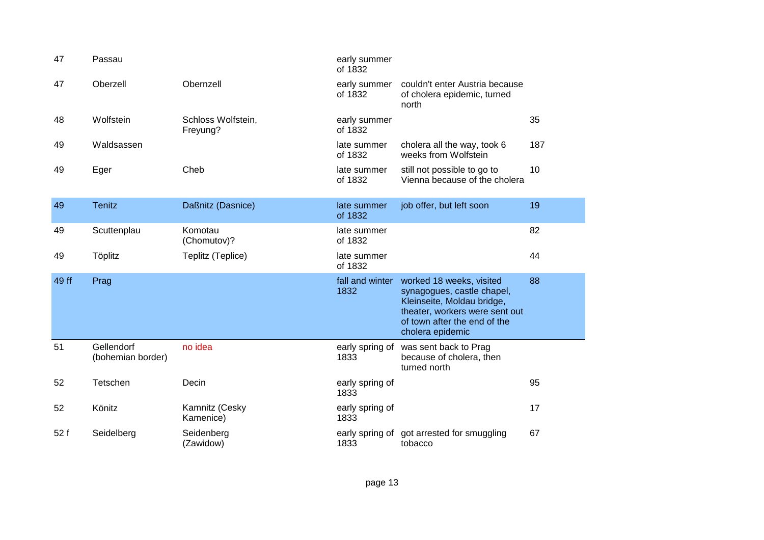| | | | | | |
|---|---|---|---|---|---|
| 47 | Passau | | early summer of 1832 | | |
| 47 | Oberzell | Obernzell | early summer of 1832 | couldn't enter Austria because of cholera epidemic, turned north | |
| 48 | Wolfstein | Schloss Wolfstein, Freyung? | early summer of 1832 | | 35 |
| 49 | Waldsassen | | late summer of 1832 | cholera all the way, took 6 weeks from Wolfstein | 187 |
| 49 | Eger | Cheb | late summer of 1832 | still not possible to go to Vienna because of the cholera | 10 |
| 49 | Tenitz | Daßnitz (Dasnice) | late summer of 1832 | job offer, but left soon | 19 |
| 49 | Scuttenplau | Komotau (Chomutov)? | late summer of 1832 | | 82 |
| 49 | Töplitz | Teplitz (Teplice) | late summer of 1832 | | 44 |
| 49 ff | Prag | | fall and winter 1832 | worked 18 weeks, visited synagogues, castle chapel, Kleinseite, Moldau bridge, theater, workers were sent out of town after the end of the cholera epidemic | 88 |
| 51 | Gellendorf (bohemian border) | no idea | early spring of 1833 | was sent back to Prag because of cholera, then turned north | |
| 52 | Tetschen | Decin | early spring of 1833 | | 95 |
| 52 | Könitz | Kamnitz (Cesky Kamenice) | early spring of 1833 | | 17 |
| 52 f | Seidelberg | Seidenberg (Zawidow) | early spring of 1833 | got arrested for smuggling tobacco | 67 |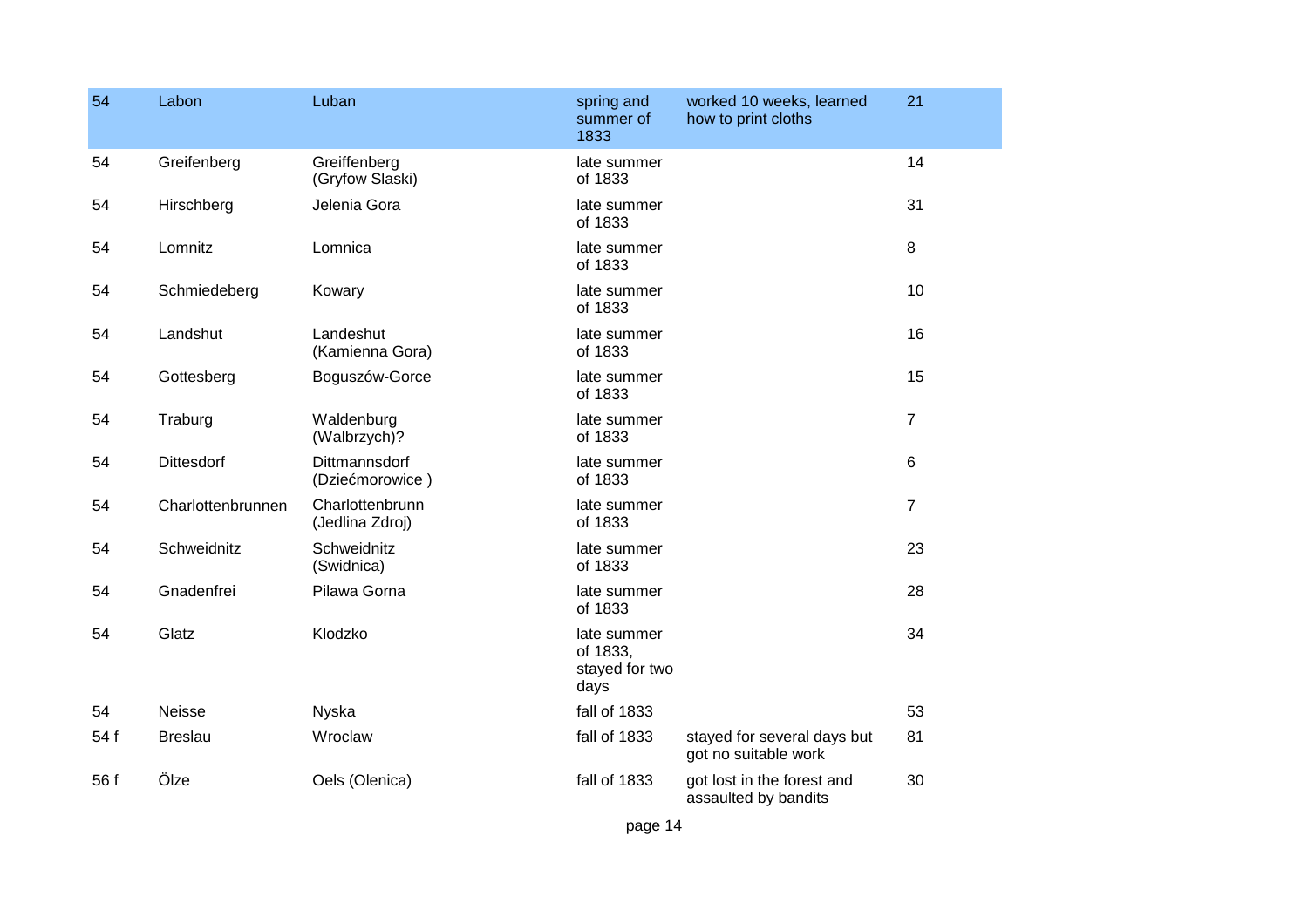| 54 | Labon | Luban | spring and summer of 1833 | worked 10 weeks, learned how to print cloths | 21 |
|---|---|---|---|---|---|
| 54 | Greifenberg | Greiffenberg (Gryfow Slaski) | late summer of 1833 | | 14 |
| 54 | Hirschberg | Jelenia Gora | late summer of 1833 | | 31 |
| 54 | Lomnitz | Lomnica | late summer of 1833 | | 8 |
| 54 | Schmiedeberg | Kowary | late summer of 1833 | | 10 |
| 54 | Landshut | Landeshut (Kamienna Gora) | late summer of 1833 | | 16 |
| 54 | Gottesberg | Boguszów-Gorce | late summer of 1833 | | 15 |
| 54 | Traburg | Waldenburg (Walbrzych)? | late summer of 1833 | | 7 |
| 54 | Dittesdorf | Dittmannsdorf (Dziećmorowice ) | late summer of 1833 | | 6 |
| 54 | Charlottenbrunnen | Charlottenbrunn (Jedlina Zdroj) | late summer of 1833 | | 7 |
| 54 | Schweidnitz | Schweidnitz (Swidnica) | late summer of 1833 | | 23 |
| 54 | Gnadenfrei | Pilawa Gorna | late summer of 1833 | | 28 |
| 54 | Glatz | Klodzko | late summer of 1833, stayed for two days | | 34 |
| 54 | Neisse | Nyska | fall of 1833 | | 53 |
| 54 f | Breslau | Wroclaw | fall of 1833 | stayed for several days but got no suitable work | 81 |
| 56 f | Ölze | Oels (Olenica) | fall of 1833 | got lost in the forest and assaulted by bandits | 30 |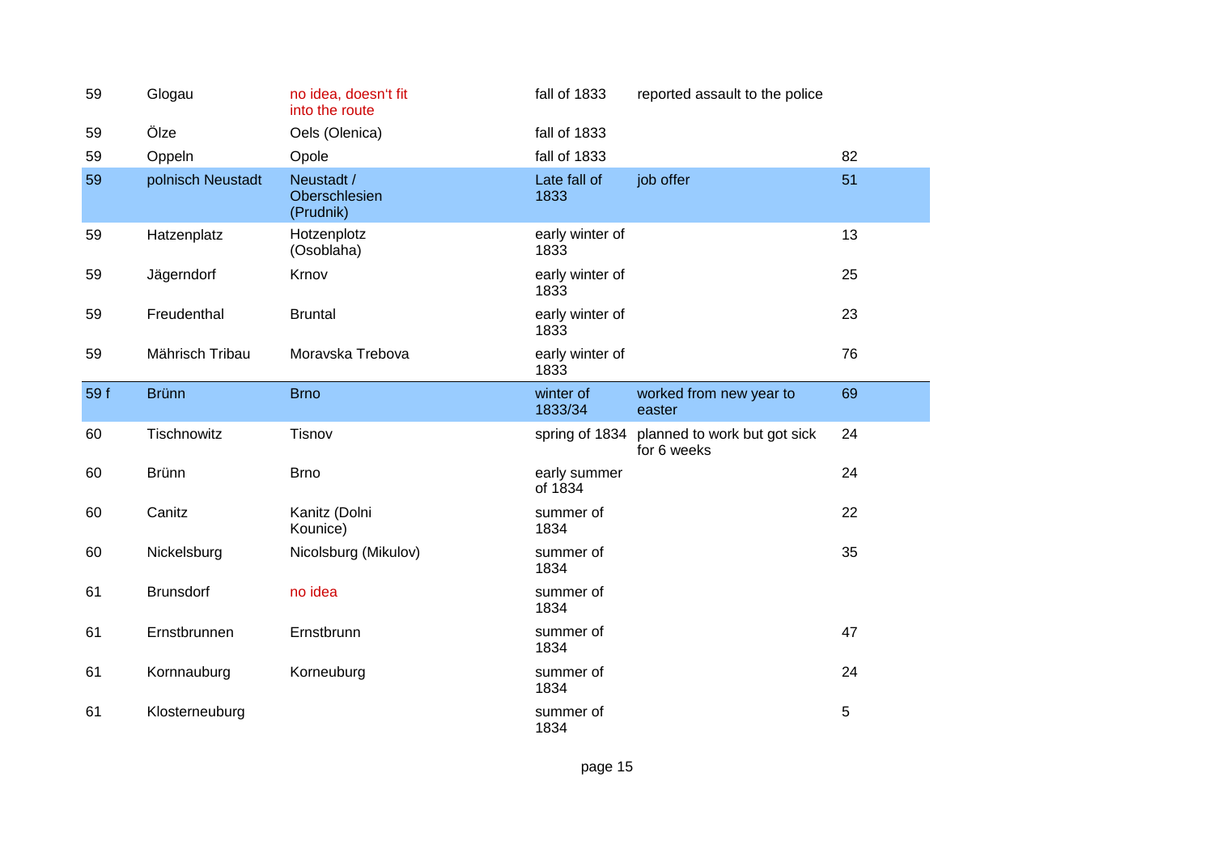| | | | | | |
|---|---|---|---|---|---|
| 59 | Glogau | no idea, doesn't fit into the route | fall of 1833 | reported assault to the police | |
| 59 | Ölze | Oels (Olenica) | fall of 1833 | | |
| 59 | Oppeln | Opole | fall of 1833 | | 82 |
| 59 | polnisch Neustadt | Neustadt / Oberschlesien (Prudnik) | Late fall of 1833 | job offer | 51 |
| 59 | Hatzenplatz | Hotzenplotz (Osoblaha) | early winter of 1833 | | 13 |
| 59 | Jägerndorf | Krnov | early winter of 1833 | | 25 |
| 59 | Freudenthal | Bruntal | early winter of 1833 | | 23 |
| 59 | Mährisch Tribau | Moravska Trebova | early winter of 1833 | | 76 |
| 59 f | Brünn | Brno | winter of 1833/34 | worked from new year to easter | 69 |
| 60 | Tischnowitz | Tisnov | spring of 1834 | planned to work but got sick for 6 weeks | 24 |
| 60 | Brünn | Brno | early summer of 1834 | | 24 |
| 60 | Canitz | Kanitz (Dolni Kounice) | summer of 1834 | | 22 |
| 60 | Nickelsburg | Nicolsburg (Mikulov) | summer of 1834 | | 35 |
| 61 | Brunsdorf | no idea | summer of 1834 | | |
| 61 | Ernstbrunnen | Ernstbrunn | summer of 1834 | | 47 |
| 61 | Kornnauburg | Korneuburg | summer of 1834 | | 24 |
| 61 | Klosterneuburg | | summer of 1834 | | 5 |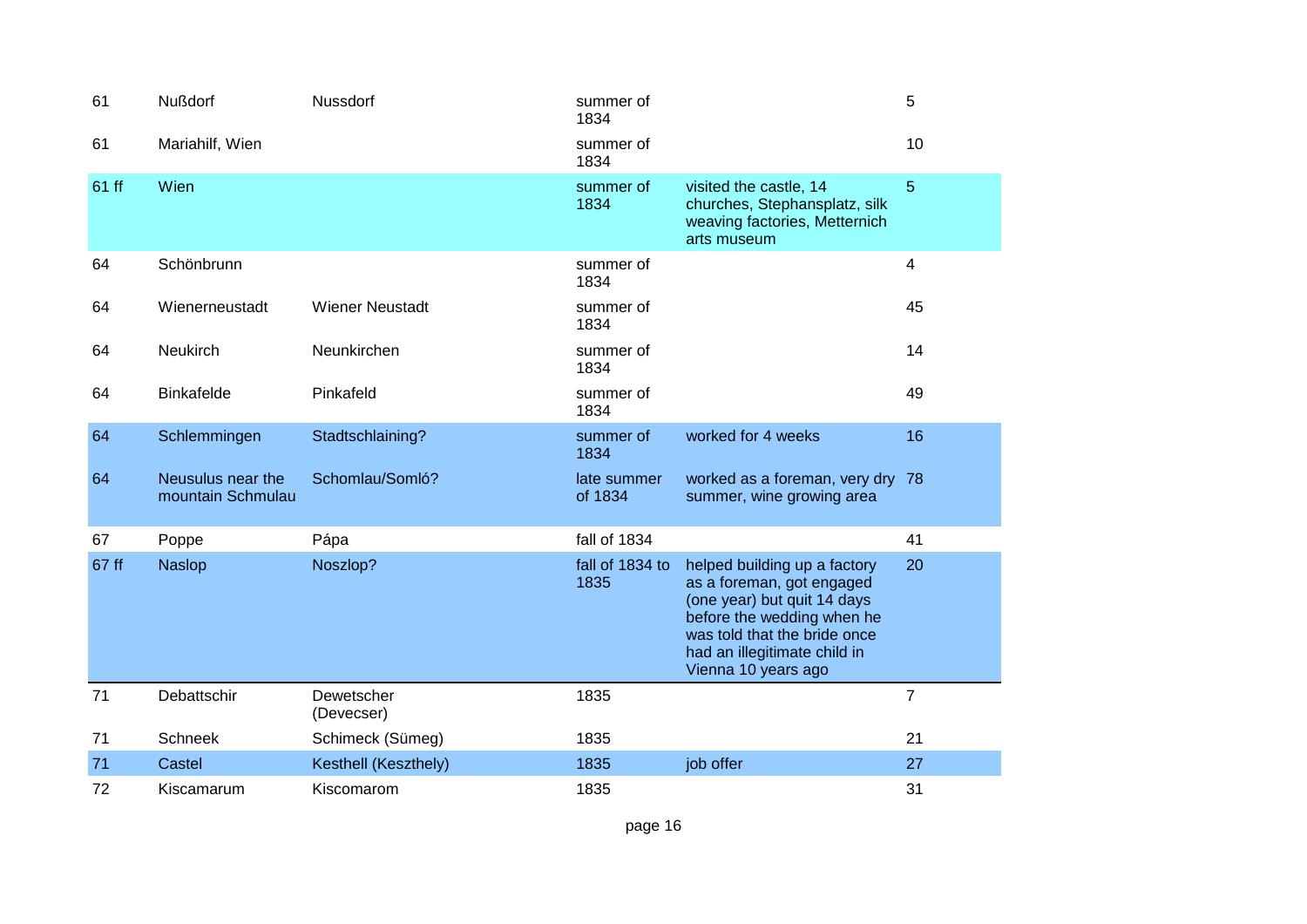| | | | | | |
|---|---|---|---|---|---|
| 61 | Nußdorf | Nussdorf | summer of 1834 | | 5 |
| 61 | Mariahilf, Wien | | summer of 1834 | | 10 |
| 61 ff | Wien | | summer of 1834 | visited the castle, 14 churches, Stephansplatz, silk weaving factories, Metternich arts museum | 5 |
| 64 | Schönbrunn | | summer of 1834 | | 4 |
| 64 | Wienerneustadt | Wiener Neustadt | summer of 1834 | | 45 |
| 64 | Neukirch | Neunkirchen | summer of 1834 | | 14 |
| 64 | Binkafelde | Pinkafeld | summer of 1834 | | 49 |
| 64 | Schlemmingen | Stadtschlaining? | summer of 1834 | worked for 4 weeks | 16 |
| 64 | Neusulus near the mountain Schmulau | Schomlau/Somló? | late summer of 1834 | worked as a foreman, very dry summer, wine growing area | 78 |
| 67 | Poppe | Pápa | fall of 1834 | | 41 |
| 67 ff | Naslop | Noszlop? | fall of 1834 to 1835 | helped building up a factory as a foreman, got engaged (one year) but quit 14 days before the wedding when he was told that the bride once had an illegitimate child in Vienna 10 years ago | 20 |
| 71 | Debattschir | Dewetscher (Devecser) | 1835 | | 7 |
| 71 | Schneek | Schimeck (Sümeg) | 1835 | | 21 |
| 71 | Castel | Kesthell (Keszthely) | 1835 | job offer | 27 |
| 72 | Kiscamarum | Kiscomarom | 1835 | | 31 |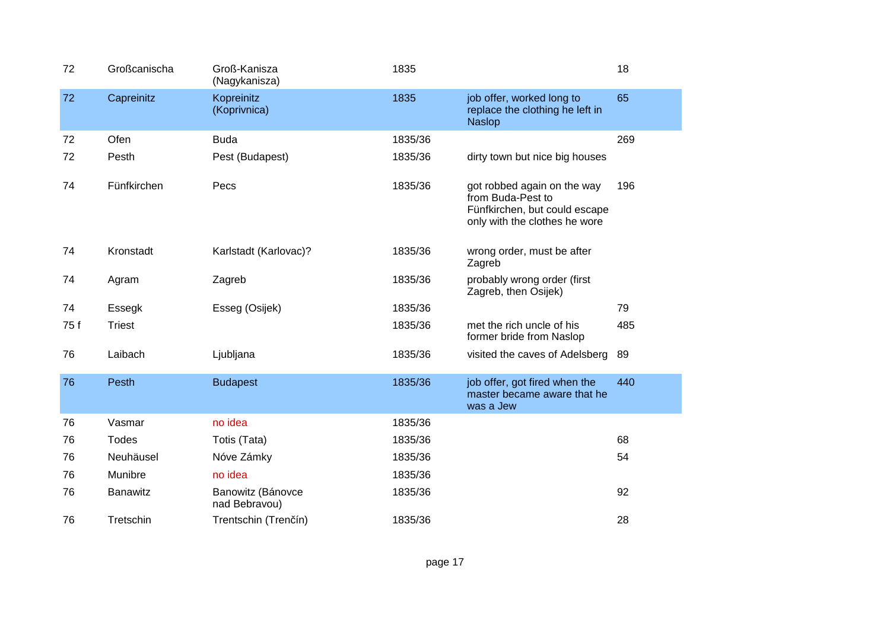| | | | | | |
|---|---|---|---|---|---|
| 72 | Großcanischa | Groß-Kanisza (Nagykanisza) | 1835 | | 18 |
| 72 | Capreinitz | Kopreinitz (Koprivnica) | 1835 | job offer, worked long to replace the clothing he left in Naslop | 65 |
| 72 | Ofen | Buda | 1835/36 | | 269 |
| 72 | Pesth | Pest (Budapest) | 1835/36 | dirty town but nice big houses | |
| 74 | Fünfkirchen | Pecs | 1835/36 | got robbed again on the way from Buda-Pest to Fünfkirchen, but could escape only with the clothes he wore | 196 |
| 74 | Kronstadt | Karlstadt (Karlovac)? | 1835/36 | wrong order, must be after Zagreb | |
| 74 | Agram | Zagreb | 1835/36 | probably wrong order (first Zagreb, then Osijek) | |
| 74 | Essegk | Esseg (Osijek) | 1835/36 | | 79 |
| 75 f | Triest | | 1835/36 | met the rich uncle of his former bride from Naslop | 485 |
| 76 | Laibach | Ljubljana | 1835/36 | visited the caves of Adelsberg | 89 |
| 76 | Pesth | Budapest | 1835/36 | job offer, got fired when the master became aware that he was a Jew | 440 |
| 76 | Vasmar | no idea | 1835/36 | | |
| 76 | Todes | Totis (Tata) | 1835/36 | | 68 |
| 76 | Neuhäusel | Nóve Zámky | 1835/36 | | 54 |
| 76 | Munibre | no idea | 1835/36 | | |
| 76 | Banawitz | Banowitz (Bánovce nad Bebravou) | 1835/36 | | 92 |
| 76 | Tretschin | Trentschin (Trenčín) | 1835/36 | | 28 |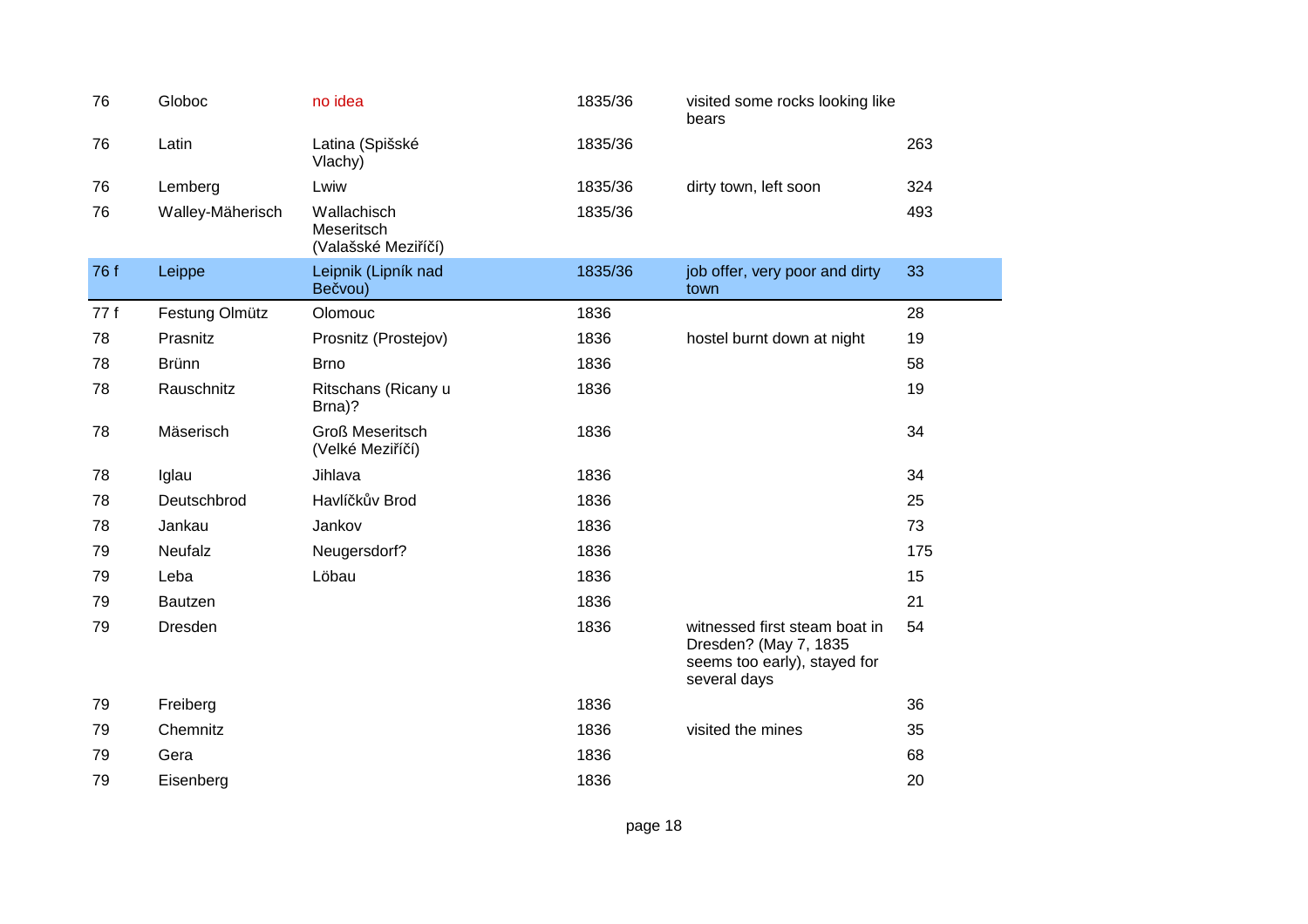| | | | | | |
|---|---|---|---|---|---|
| 76 | Globoc | no idea | 1835/36 | visited some rocks looking like bears | |
| 76 | Latin | Latina (Spišské Vlachy) | 1835/36 | | 263 |
| 76 | Lemberg | Lwiw | 1835/36 | dirty town, left soon | 324 |
| 76 | Walley-Mäherisch | Wallachisch Meseritsch (Valašské Meziříčí) | 1835/36 | | 493 |
| 76 f | Leippe | Leipnik (Lipník nad Bečvou) | 1835/36 | job offer, very poor and dirty town | 33 |
| 77 f | Festung Olmütz | Olomouc | 1836 | | 28 |
| 78 | Prasnitz | Prosnitz (Prostejov) | 1836 | hostel burnt down at night | 19 |
| 78 | Brünn | Brno | 1836 | | 58 |
| 78 | Rauschnitz | Ritschans (Ricany u Brna)? | 1836 | | 19 |
| 78 | Mäserisch | Groß Meseritsch (Velké Meziříčí) | 1836 | | 34 |
| 78 | Iglau | Jihlava | 1836 | | 34 |
| 78 | Deutschbrod | Havlíčkův Brod | 1836 | | 25 |
| 78 | Jankau | Jankov | 1836 | | 73 |
| 79 | Neufalz | Neugersdorf? | 1836 | | 175 |
| 79 | Leba | Löbau | 1836 | | 15 |
| 79 | Bautzen | | 1836 | | 21 |
| 79 | Dresden | | 1836 | witnessed first steam boat in Dresden? (May 7, 1835 seems too early), stayed for several days | 54 |
| 79 | Freiberg | | 1836 | | 36 |
| 79 | Chemnitz | | 1836 | visited the mines | 35 |
| 79 | Gera | | 1836 | | 68 |
| 79 | Eisenberg | | 1836 | | 20 |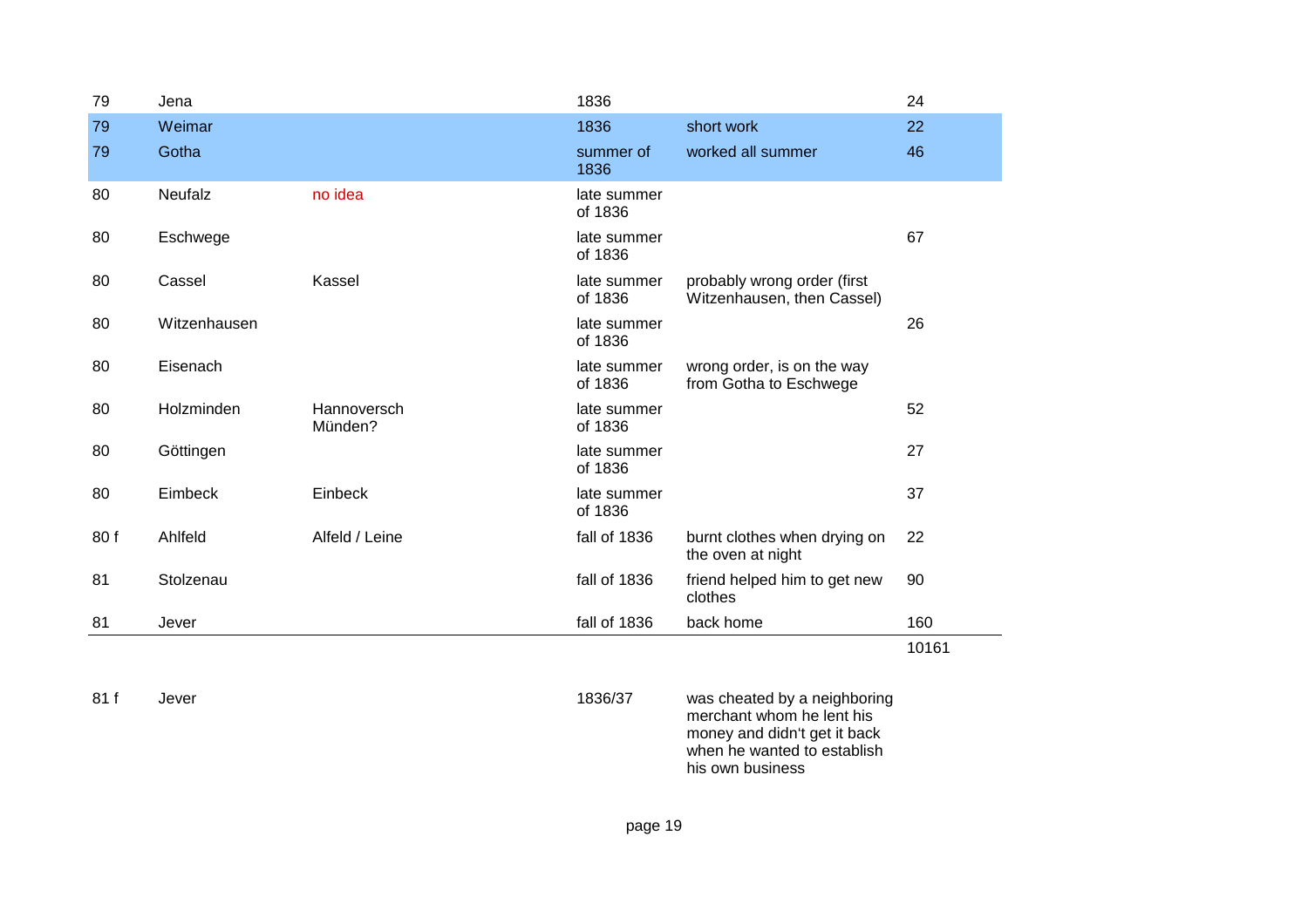| | | | | | |
|---|---|---|---|---|---|
| 79 | Jena | | 1836 | | 24 |
| 79 | Weimar | | 1836 | short work | 22 |
| 79 | Gotha | | summer of 1836 | worked all summer | 46 |
| 80 | Neufalz | no idea | late summer of 1836 | | |
| 80 | Eschwege | | late summer of 1836 | | 67 |
| 80 | Cassel | Kassel | late summer of 1836 | probably wrong order (first Witzenhausen, then Cassel) | |
| 80 | Witzenhausen | | late summer of 1836 | | 26 |
| 80 | Eisenach | | late summer of 1836 | wrong order, is on the way from Gotha to Eschwege | |
| 80 | Holzminden | Hannoversch Münden? | late summer of 1836 | | 52 |
| 80 | Göttingen | | late summer of 1836 | | 27 |
| 80 | Eimbeck | Einbeck | late summer of 1836 | | 37 |
| 80 f | Ahlfeld | Alfeld / Leine | fall of 1836 | burnt clothes when drying on the oven at night | 22 |
| 81 | Stolzenau | | fall of 1836 | friend helped him to get new clothes | 90 |
| 81 | Jever | | fall of 1836 | back home | 160 |
| | | | | | 10161 |
| 81 f | Jever | | 1836/37 | was cheated by a neighboring merchant whom he lent his money and didn't get it back when he wanted to establish his own business | |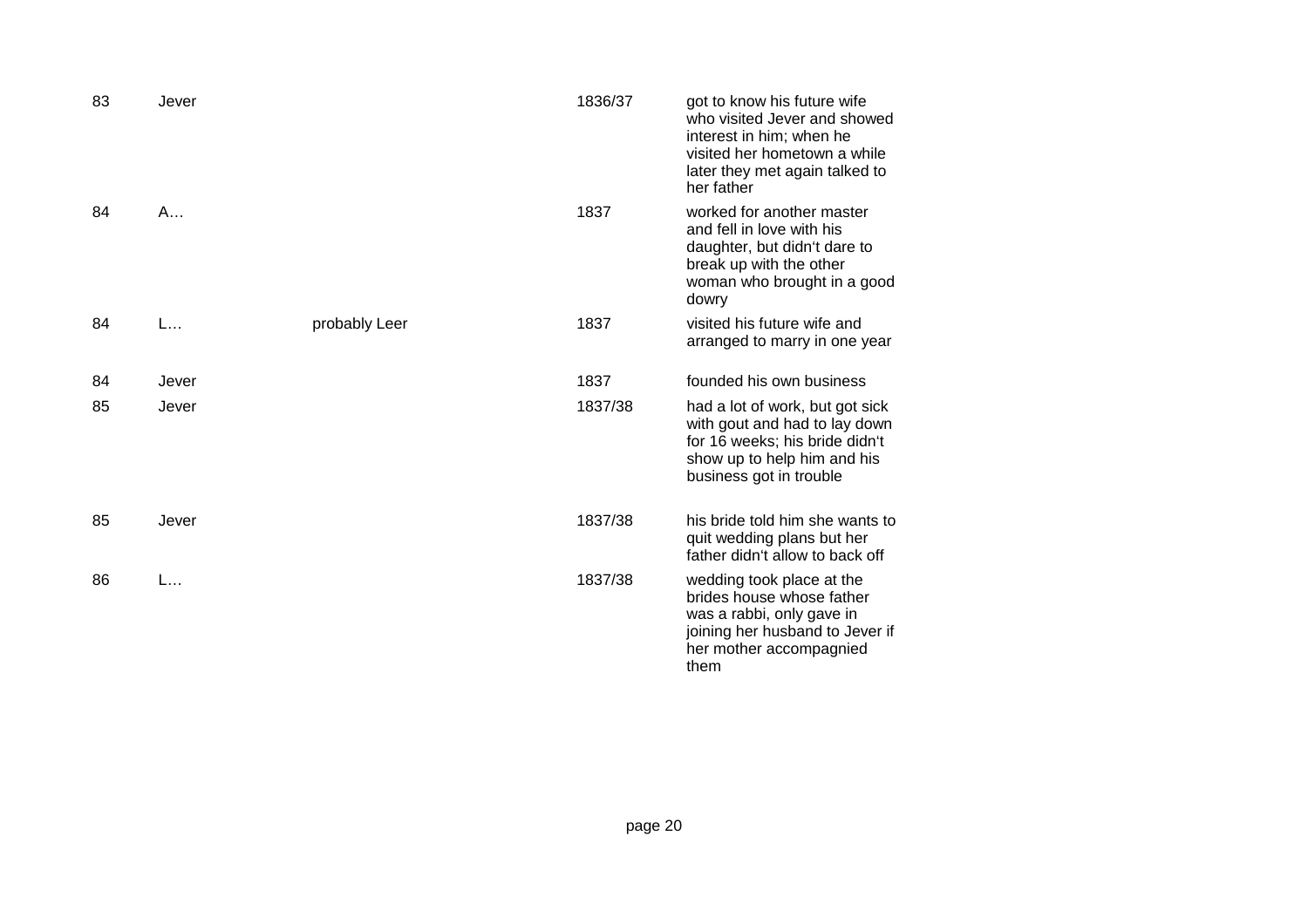| | | | | |
|---|---|---|---|---|
| 83 | Jever | | 1836/37 | got to know his future wife who visited Jever and showed interest in him; when he visited her hometown a while later they met again talked to her father |
| 84 | A… | | 1837 | worked for another master and fell in love with his daughter, but didn't dare to break up with the other woman who brought in a good dowry |
| 84 | L… | probably Leer | 1837 | visited his future wife and arranged to marry in one year |
| 84 | Jever | | 1837 | founded his own business |
| 85 | Jever | | 1837/38 | had a lot of work, but got sick with gout and had to lay down for 16 weeks; his bride didn't show up to help him and his business got in trouble |
| 85 | Jever | | 1837/38 | his bride told him she wants to quit wedding plans but her father didn't allow to back off |
| 86 | L… | | 1837/38 | wedding took place at the brides house whose father was a rabbi, only gave in joining her husband to Jever if her mother accompagnied them |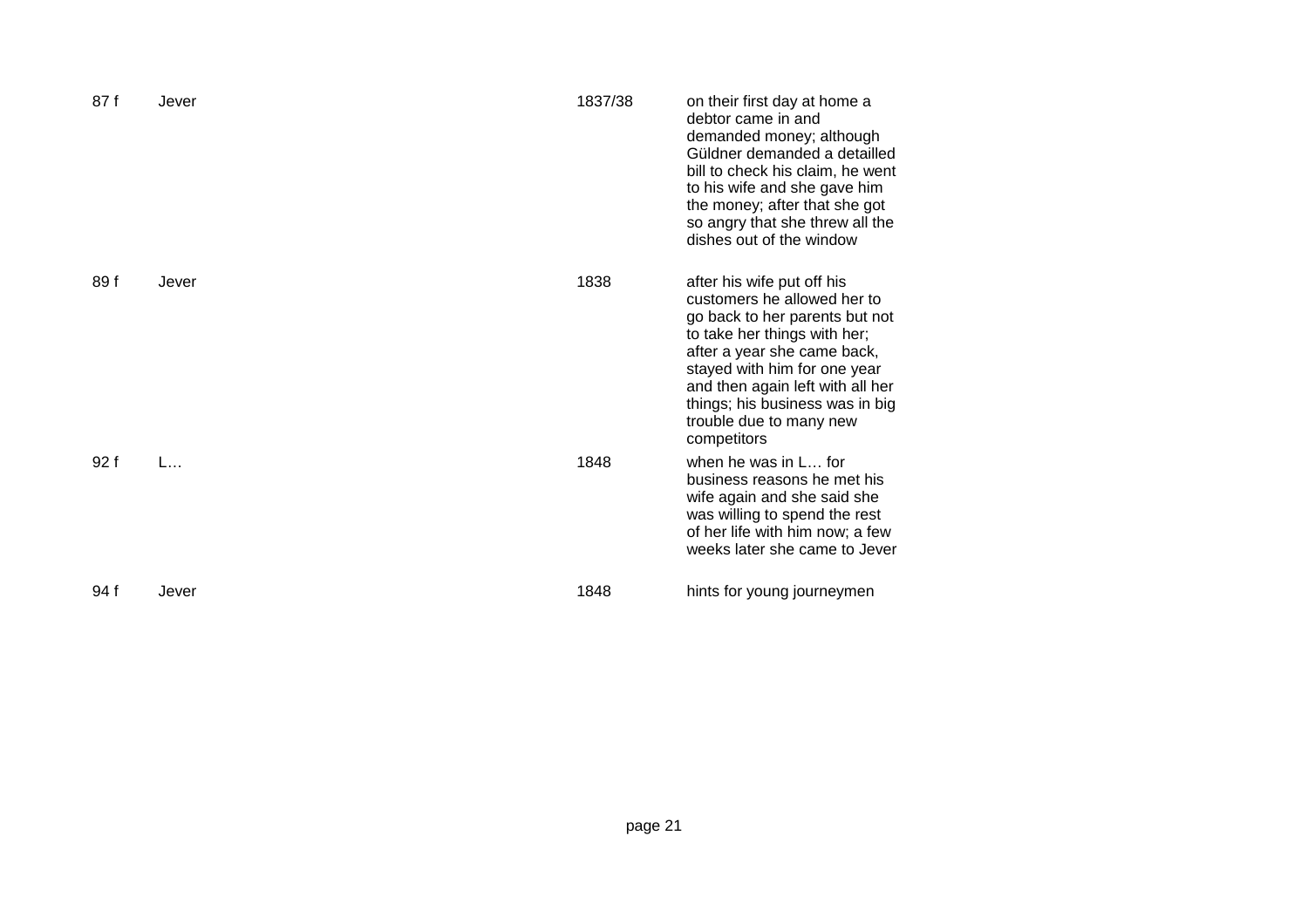| | | | |
|---|---|---|---|
| 87 f | Jever | 1837/38 | on their first day at home a debtor came in and demanded money; although Güldner demanded a detailled bill to check his claim, he went to his wife and she gave him the money; after that she got so angry that she threw all the dishes out of the window |
| 89 f | Jever | 1838 | after his wife put off his customers he allowed her to go back to her parents but not to take her things with her; after a year she came back, stayed with him for one year and then again left with all her things; his business was in big trouble due to many new competitors |
| 92 f | L… | 1848 | when he was in L… for business reasons he met his wife again and she said she was willing to spend the rest of her life with him now; a few weeks later she came to Jever |
| 94 f | Jever | 1848 | hints for young journeymen |